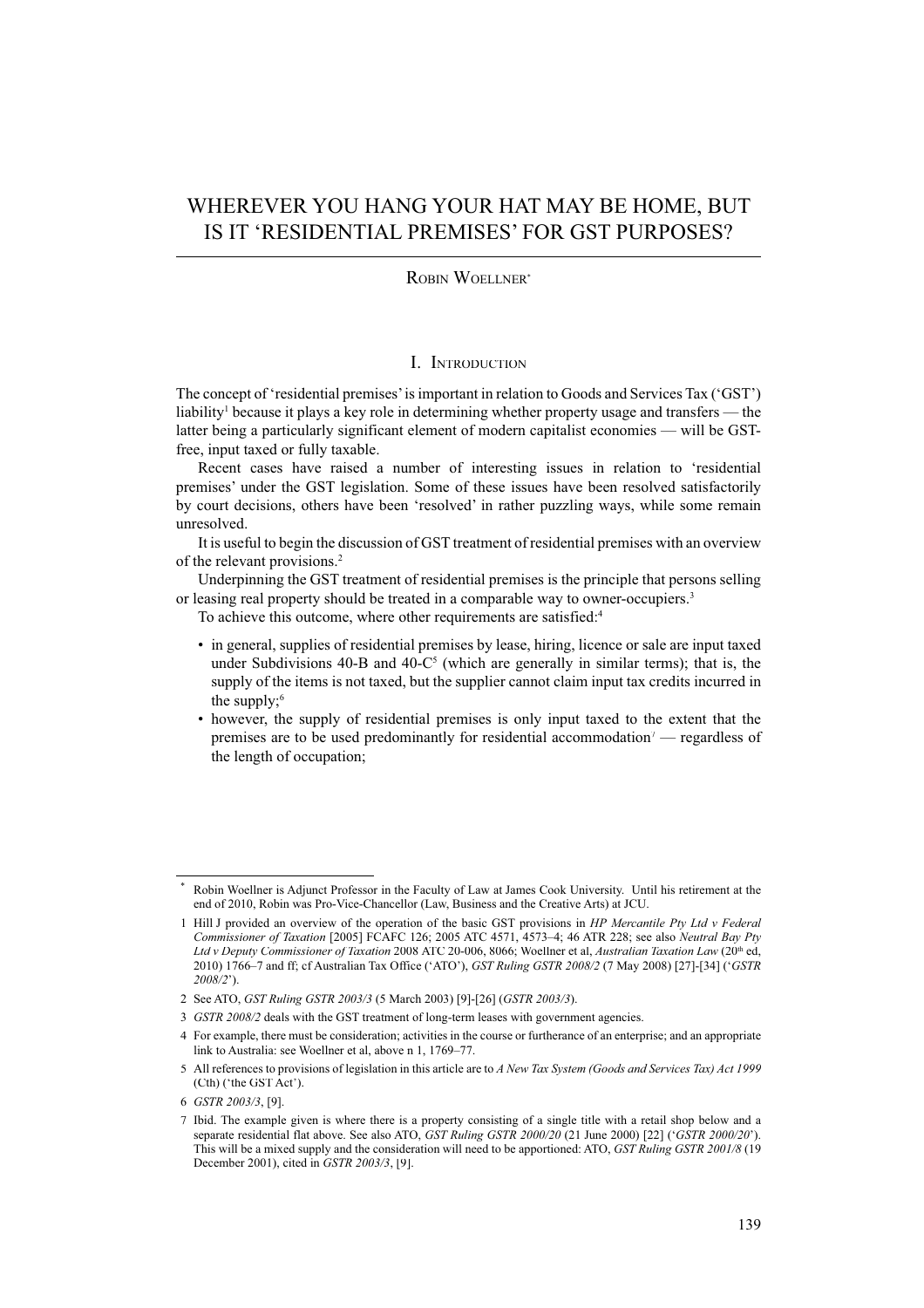# WHEREVER YOU HANG YOUR HAT MAY BE HOME, BUT IS IT 'RESIDENTIAL PREMISES' FOR GST PURPOSES?

Robin Woellner*

## I. Introduction

The concept of 'residential premises' is important in relation to Goods and Services Tax ('GST') liability[1] because it plays a key role in determining whether property usage and transfers — the latter being a particularly significant element of modern capitalist economies — will be GST-free, input taxed or fully taxable.

Recent cases have raised a number of interesting issues in relation to 'residential premises' under the GST legislation. Some of these issues have been resolved satisfactorily by court decisions, others have been 'resolved' in rather puzzling ways, while some remain unresolved.

It is useful to begin the discussion of GST treatment of residential premises with an overview of the relevant provisions.[2]

Underpinning the GST treatment of residential premises is the principle that persons selling or leasing real property should be treated in a comparable way to owner-occupiers.[3]

To achieve this outcome, where other requirements are satisfied:[4]

- in general, supplies of residential premises by lease, hiring, licence or sale are input taxed under Subdivisions 40-B and 40-C[5] (which are generally in similar terms); that is, the supply of the items is not taxed, but the supplier cannot claim input tax credits incurred in the supply;[6]
- however, the supply of residential premises is only input taxed to the extent that the premises are to be used predominantly for residential accommodation[7] — regardless of the length of occupation;

---

\* Robin Woellner is Adjunct Professor in the Faculty of Law at James Cook University. Until his retirement at the end of 2010, Robin was Pro-Vice-Chancellor (Law, Business and the Creative Arts) at JCU.

1 Hill J provided an overview of the operation of the basic GST provisions in *HP Mercantile Pty Ltd v Federal Commissioner of Taxation* [2005] FCAFC 126; 2005 ATC 4571, 4573–4; 46 ATR 228; see also *Neutral Bay Pty Ltd v Deputy Commissioner of Taxation* 2008 ATC 20-006, 8066; Woellner et al, *Australian Taxation Law* (20th ed, 2010) 1766–7 and ff; cf Australian Tax Office ('ATO'), *GST Ruling GSTR 2008/2* (7 May 2008) [27]-[34] ('*GSTR 2008/2*').

2 See ATO, *GST Ruling GSTR 2003/3* (5 March 2003) [9]-[26] (*GSTR 2003/3*).

3 *GSTR 2008/2* deals with the GST treatment of long-term leases with government agencies.

4 For example, there must be consideration; activities in the course or furtherance of an enterprise; and an appropriate link to Australia: see Woellner et al, above n 1, 1769–77.

5 All references to provisions of legislation in this article are to *A New Tax System (Goods and Services Tax) Act 1999* (Cth) ('the GST Act').

6 *GSTR 2003/3*, [9].

7 Ibid. The example given is where there is a property consisting of a single title with a retail shop below and a separate residential flat above. See also ATO, *GST Ruling GSTR 2000/20* (21 June 2000) [22] ('*GSTR 2000/20*'). This will be a mixed supply and the consideration will need to be apportioned: ATO, *GST Ruling GSTR 2001/8* (19 December 2001), cited in *GSTR 2003/3*, [9].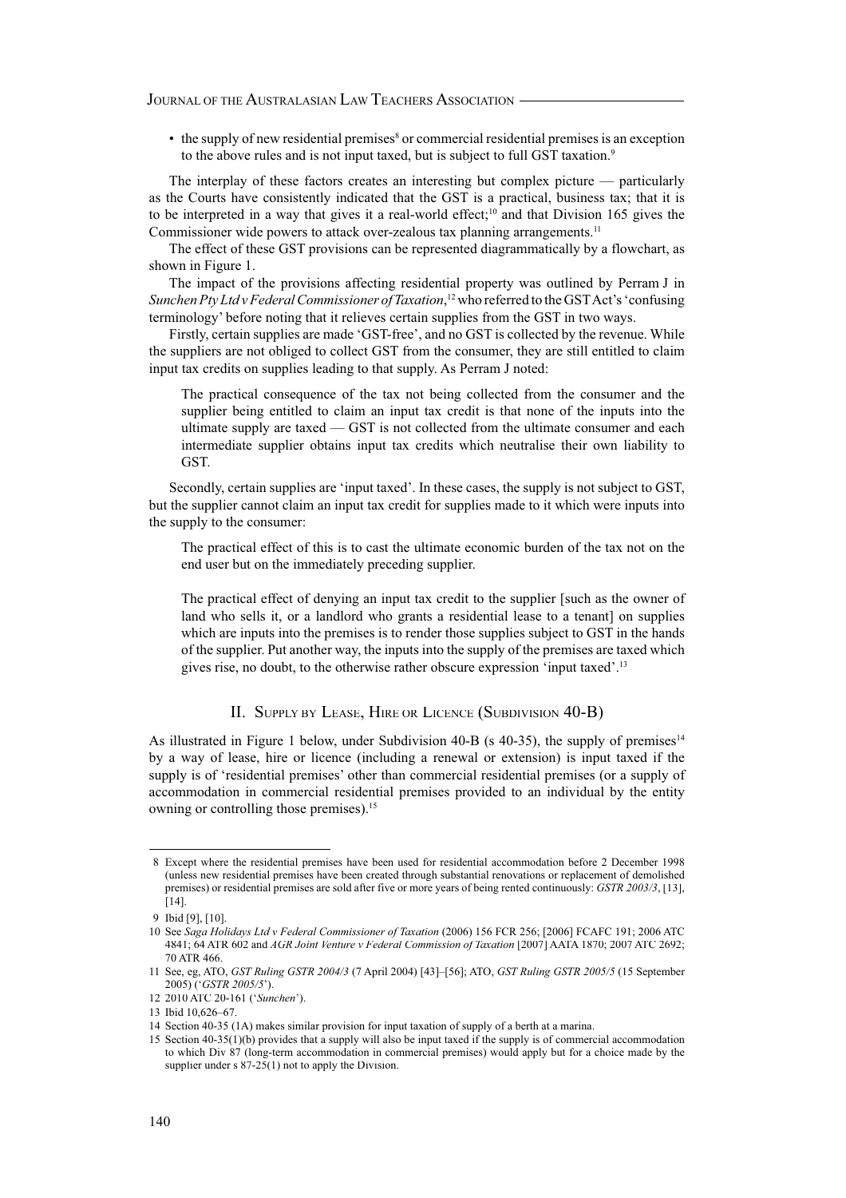- the supply of new residential premises[8] or commercial residential premises is an exception to the above rules and is not input taxed, but is subject to full GST taxation.[9]

The interplay of these factors creates an interesting but complex picture — particularly as the Courts have consistently indicated that the GST is a practical, business tax; that it is to be interpreted in a way that gives it a real-world effect;[10] and that Division 165 gives the Commissioner wide powers to attack over-zealous tax planning arrangements.[11]

The effect of these GST provisions can be represented diagrammatically by a flowchart, as shown in Figure 1.

The impact of the provisions affecting residential property was outlined by Perram J in *Sunchen Pty Ltd v Federal Commissioner of Taxation*,[12] who referred to the GST Act's 'confusing terminology' before noting that it relieves certain supplies from the GST in two ways.

Firstly, certain supplies are made 'GST-free', and no GST is collected by the revenue. While the suppliers are not obliged to collect GST from the consumer, they are still entitled to claim input tax credits on supplies leading to that supply. As Perram J noted:

> The practical consequence of the tax not being collected from the consumer and the supplier being entitled to claim an input tax credit is that none of the inputs into the ultimate supply are taxed — GST is not collected from the ultimate consumer and each intermediate supplier obtains input tax credits which neutralise their own liability to GST.

Secondly, certain supplies are 'input taxed'. In these cases, the supply is not subject to GST, but the supplier cannot claim an input tax credit for supplies made to it which were inputs into the supply to the consumer:

> The practical effect of this is to cast the ultimate economic burden of the tax not on the end user but on the immediately preceding supplier.
>
> The practical effect of denying an input tax credit to the supplier [such as the owner of land who sells it, or a landlord who grants a residential lease to a tenant] on supplies which are inputs into the premises is to render those supplies subject to GST in the hands of the supplier. Put another way, the inputs into the supply of the premises are taxed which gives rise, no doubt, to the otherwise rather obscure expression 'input taxed'.[13]

## II. Supply by Lease, Hire or Licence (Subdivision 40-B)

As illustrated in Figure 1 below, under Subdivision 40-B (s 40-35), the supply of premises[14] by a way of lease, hire or licence (including a renewal or extension) is input taxed if the supply is of 'residential premises' other than commercial residential premises (or a supply of accommodation in commercial residential premises provided to an individual by the entity owning or controlling those premises).[15]

---

8 Except where the residential premises have been used for residential accommodation before 2 December 1998 (unless new residential premises have been created through substantial renovations or replacement of demolished premises) or residential premises are sold after five or more years of being rented continuously: *GSTR 2003/3*, [13], [14].

9 Ibid [9], [10].

10 See *Saga Holidays Ltd v Federal Commissioner of Taxation* (2006) 156 FCR 256; [2006] FCAFC 191; 2006 ATC 4841; 64 ATR 602 and *AGR Joint Venture v Federal Commission of Taxation* [2007] AATA 1870; 2007 ATC 2692; 70 ATR 466.

11 See, eg, ATO, *GST Ruling GSTR 2004/3* (7 April 2004) [43]–[56]; ATO, *GST Ruling GSTR 2005/5* (15 September 2005) ('*GSTR 2005/5*').

12 2010 ATC 20-161 ('*Sunchen*').

13 Ibid 10,626–67.

14 Section 40-35 (1A) makes similar provision for input taxation of supply of a berth at a marina.

15 Section 40-35(1)(b) provides that a supply will also be input taxed if the supply is of commercial accommodation to which Div 87 (long-term accommodation in commercial premises) would apply but for a choice made by the supplier under s 87-25(1) not to apply the Division.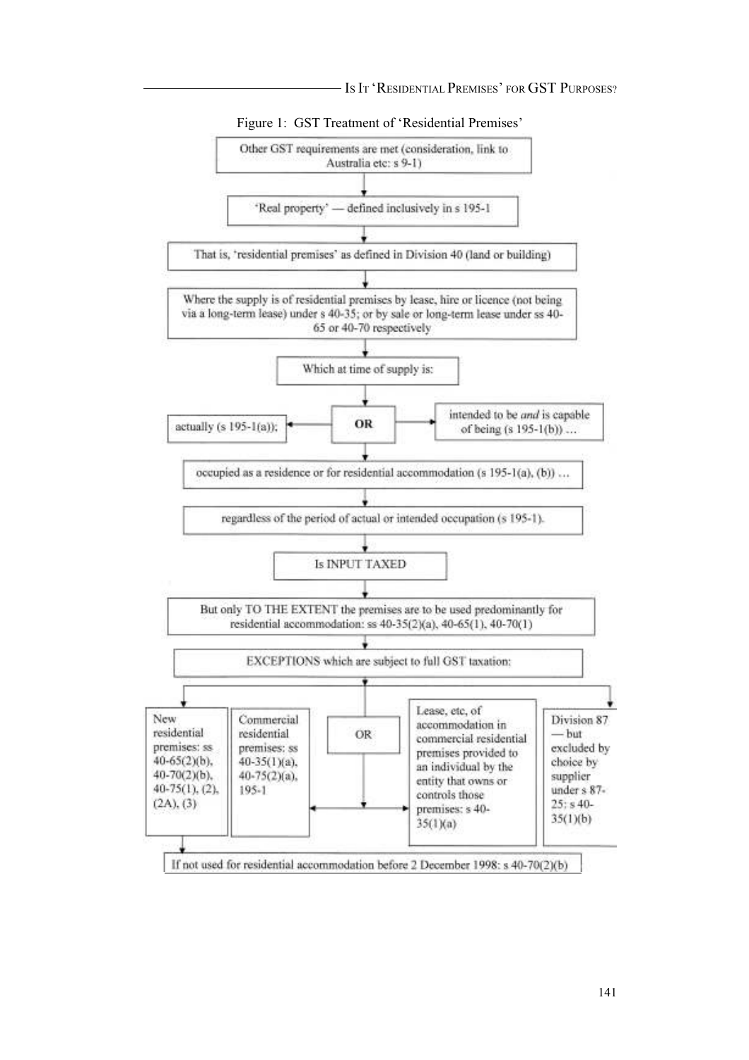Figure 1: GST Treatment of 'Residential Premises'

Other GST requirements are met (consideration, link to Australia etc: s 9-1)

↓

'Real property' — defined inclusively in s 195-1

↓

That is, 'residential premises' as defined in Division 40 (land or building)

↓

Where the supply is of residential premises by lease, hire or licence (not being via a long-term lease) under s 40-35; or by sale or long-term lease under ss 40-65 or 40-70 respectively

↓

Which at time of supply is:

↓

actually (s 195-1(a)); **OR** intended to be *and* is capable of being (s 195-1(b)) …

↓

occupied as a residence or for residential accommodation (s 195-1(a), (b)) …

↓

regardless of the period of actual or intended occupation (s 195-1).

↓

Is INPUT TAXED

↓

But only TO THE EXTENT the premises are to be used predominantly for residential accommodation: ss 40-35(2)(a), 40-65(1), 40-70(1)

↓

EXCEPTIONS which are subject to full GST taxation:

- New residential premises: ss 40-65(2)(b), 40-70(2)(b), 40-75(1), (2), (2A), (3)
  - If not used for residential accommodation before 2 December 1998: s 40-70(2)(b)
- Commercial residential premises: ss 40-35(1)(a), 40-75(2)(a), 195-1
- OR
- Lease, etc, of accommodation in commercial residential premises provided to an individual by the entity that owns or controls those premises: s 40-35(1)(a)
- Division 87 — but excluded by choice by supplier under s 87-25: s 40-35(1)(b)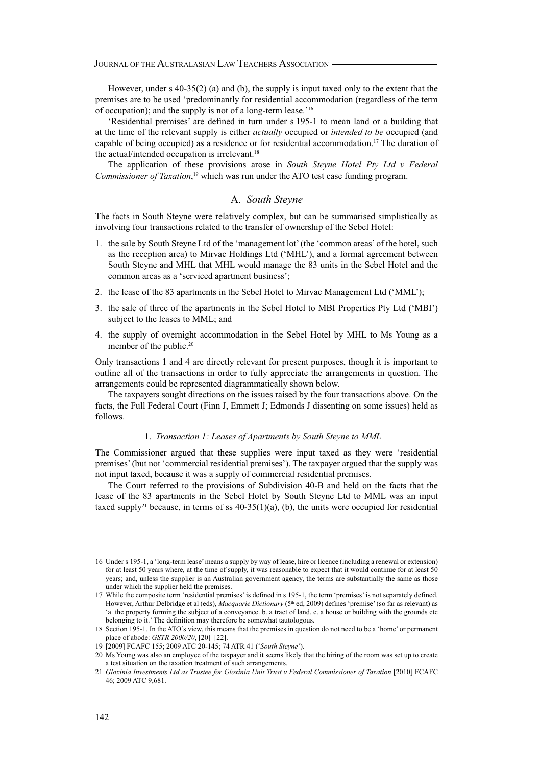However, under s 40-35(2) (a) and (b), the supply is input taxed only to the extent that the premises are to be used 'predominantly for residential accommodation (regardless of the term of occupation); and the supply is not of a long-term lease.'[16]

'Residential premises' are defined in turn under s 195-1 to mean land or a building that at the time of the relevant supply is either *actually* occupied or *intended to be* occupied (and capable of being occupied) as a residence or for residential accommodation.[17] The duration of the actual/intended occupation is irrelevant.[18]

The application of these provisions arose in *South Steyne Hotel Pty Ltd v Federal Commissioner of Taxation*,[19] which was run under the ATO test case funding program.

## A. *South Steyne*

The facts in South Steyne were relatively complex, but can be summarised simplistically as involving four transactions related to the transfer of ownership of the Sebel Hotel:

1. the sale by South Steyne Ltd of the 'management lot' (the 'common areas' of the hotel, such as the reception area) to Mirvac Holdings Ltd ('MHL'), and a formal agreement between South Steyne and MHL that MHL would manage the 83 units in the Sebel Hotel and the common areas as a 'serviced apartment business';
2. the lease of the 83 apartments in the Sebel Hotel to Mirvac Management Ltd ('MML');
3. the sale of three of the apartments in the Sebel Hotel to MBI Properties Pty Ltd ('MBI') subject to the leases to MML; and
4. the supply of overnight accommodation in the Sebel Hotel by MHL to Ms Young as a member of the public.[20]

Only transactions 1 and 4 are directly relevant for present purposes, though it is important to outline all of the transactions in order to fully appreciate the arrangements in question. The arrangements could be represented diagrammatically shown below.

The taxpayers sought directions on the issues raised by the four transactions above. On the facts, the Full Federal Court (Finn J, Emmett J; Edmonds J dissenting on some issues) held as follows.

### 1. *Transaction 1: Leases of Apartments by South Steyne to MML*

The Commissioner argued that these supplies were input taxed as they were 'residential premises' (but not 'commercial residential premises'). The taxpayer argued that the supply was not input taxed, because it was a supply of commercial residential premises.

The Court referred to the provisions of Subdivision 40-B and held on the facts that the lease of the 83 apartments in the Sebel Hotel by South Steyne Ltd to MML was an input taxed supply[21] because, in terms of ss 40-35(1)(a), (b), the units were occupied for residential

---

16 Under s 195-1, a 'long-term lease' means a supply by way of lease, hire or licence (including a renewal or extension) for at least 50 years where, at the time of supply, it was reasonable to expect that it would continue for at least 50 years; and, unless the supplier is an Australian government agency, the terms are substantially the same as those under which the supplier held the premises.

17 While the composite term 'residential premises' is defined in s 195-1, the term 'premises' is not separately defined. However, Arthur Delbridge et al (eds), *Macquarie Dictionary* (5th ed, 2009) defines 'premise' (so far as relevant) as 'a. the property forming the subject of a conveyance. b. a tract of land. c. a house or building with the grounds etc belonging to it.' The definition may therefore be somewhat tautologous.

18 Section 195-1. In the ATO's view, this means that the premises in question do not need to be a 'home' or permanent place of abode: *GSTR 2000/20*, [20]–[22].

19 [2009] FCAFC 155; 2009 ATC 20-145; 74 ATR 41 ('*South Steyne*').

20 Ms Young was also an employee of the taxpayer and it seems likely that the hiring of the room was set up to create a test situation on the taxation treatment of such arrangements.

21 *Gloxinia Investments Ltd as Trustee for Gloxinia Unit Trust v Federal Commissioner of Taxation* [2010] FCAFC 46; 2009 ATC 9,681.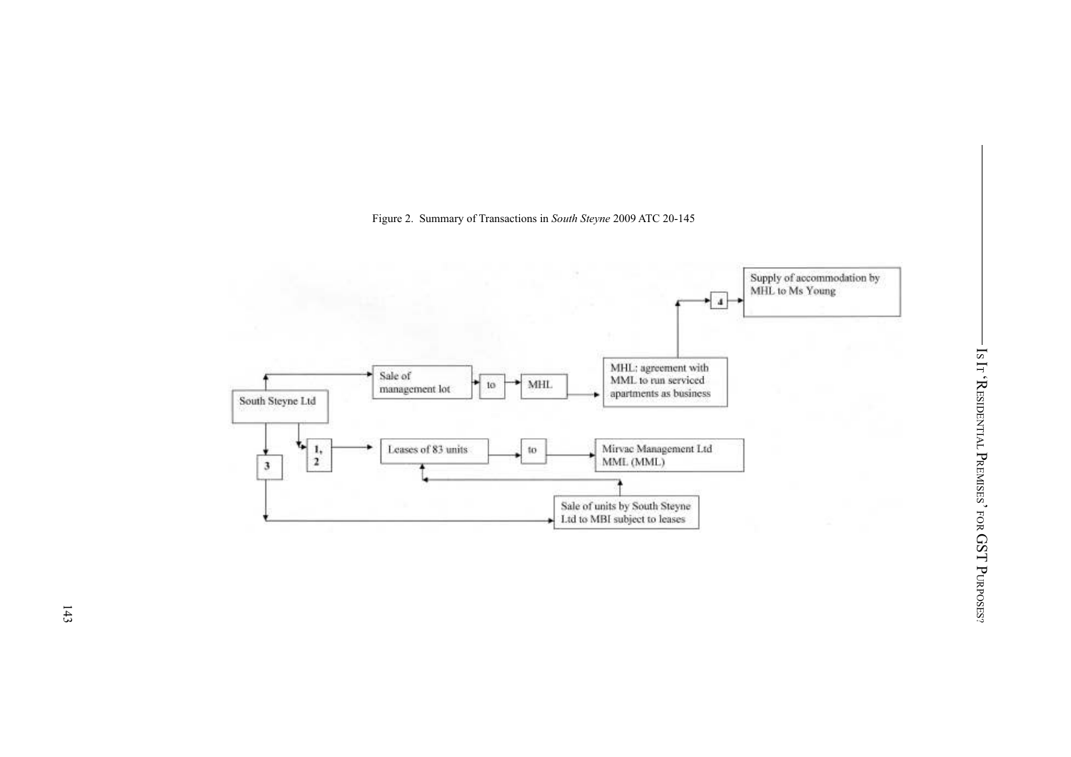Figure 2. Summary of Transactions in *South Steyne* 2009 ATC 20-145

South Steyne Ltd

Sale of management lot → to → MHL → MHL: agreement with MML to run serviced apartments as business → 4 → Supply of accommodation by MHL to Ms Young

1, 2 → Leases of 83 units → to → Mirvac Management Ltd MML (MML)

3 → Sale of units by South Steyne Ltd to MBI subject to leases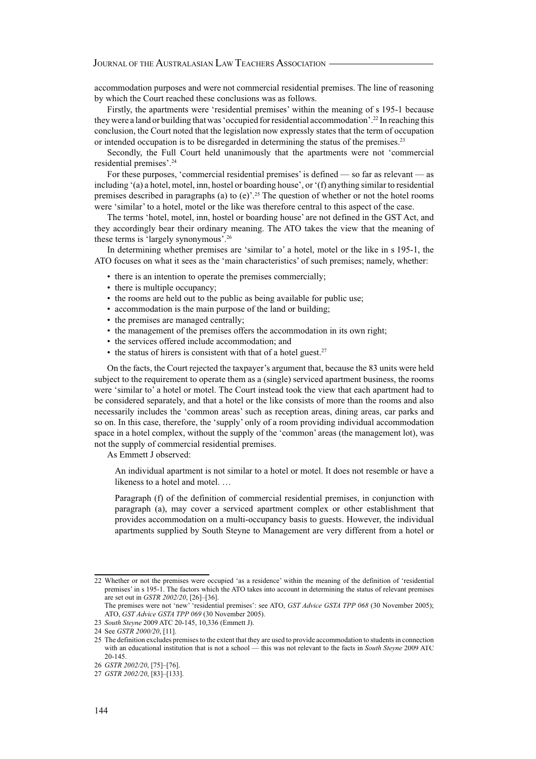accommodation purposes and were not commercial residential premises. The line of reasoning by which the Court reached these conclusions was as follows.

Firstly, the apartments were 'residential premises' within the meaning of s 195-1 because they were a land or building that was 'occupied for residential accommodation'.[22] In reaching this conclusion, the Court noted that the legislation now expressly states that the term of occupation or intended occupation is to be disregarded in determining the status of the premises.[23]

Secondly, the Full Court held unanimously that the apartments were not 'commercial residential premises'.[24]

For these purposes, 'commercial residential premises' is defined — so far as relevant — as including '(a) a hotel, motel, inn, hostel or boarding house', or '(f) anything similar to residential premises described in paragraphs (a) to (e)'.[25] The question of whether or not the hotel rooms were 'similar' to a hotel, motel or the like was therefore central to this aspect of the case.

The terms 'hotel, motel, inn, hostel or boarding house' are not defined in the GST Act, and they accordingly bear their ordinary meaning. The ATO takes the view that the meaning of these terms is 'largely synonymous'.[26]

In determining whether premises are 'similar to' a hotel, motel or the like in s 195-1, the ATO focuses on what it sees as the 'main characteristics' of such premises; namely, whether:

- there is an intention to operate the premises commercially;
- there is multiple occupancy;
- the rooms are held out to the public as being available for public use;
- accommodation is the main purpose of the land or building;
- the premises are managed centrally;
- the management of the premises offers the accommodation in its own right;
- the services offered include accommodation; and
- the status of hirers is consistent with that of a hotel guest.[27]

On the facts, the Court rejected the taxpayer's argument that, because the 83 units were held subject to the requirement to operate them as a (single) serviced apartment business, the rooms were 'similar to' a hotel or motel. The Court instead took the view that each apartment had to be considered separately, and that a hotel or the like consists of more than the rooms and also necessarily includes the 'common areas' such as reception areas, dining areas, car parks and so on. In this case, therefore, the 'supply' only of a room providing individual accommodation space in a hotel complex, without the supply of the 'common' areas (the management lot), was not the supply of commercial residential premises.

As Emmett J observed:

> An individual apartment is not similar to a hotel or motel. It does not resemble or have a likeness to a hotel and motel. …
>
> Paragraph (f) of the definition of commercial residential premises, in conjunction with paragraph (a), may cover a serviced apartment complex or other establishment that provides accommodation on a multi-occupancy basis to guests. However, the individual apartments supplied by South Steyne to Management are very different from a hotel or

---

22 Whether or not the premises were occupied 'as a residence' within the meaning of the definition of 'residential premises' in s 195-1. The factors which the ATO takes into account in determining the status of relevant premises are set out in *GSTR 2002/20*, [26]–[36].
The premises were not 'new' 'residential premises': see ATO, *GST Advice GSTA TPP 068* (30 November 2005); ATO, *GST Advice GSTA TPP 069* (30 November 2005).

23 *South Steyne* 2009 ATC 20-145, 10,336 (Emmett J).

24 See *GSTR 2000/20*, [11].

25 The definition excludes premises to the extent that they are used to provide accommodation to students in connection with an educational institution that is not a school — this was not relevant to the facts in *South Steyne* 2009 ATC 20-145.

26 *GSTR 2002/20*, [75]–[76].

27 *GSTR 2002/20*, [83]–[133].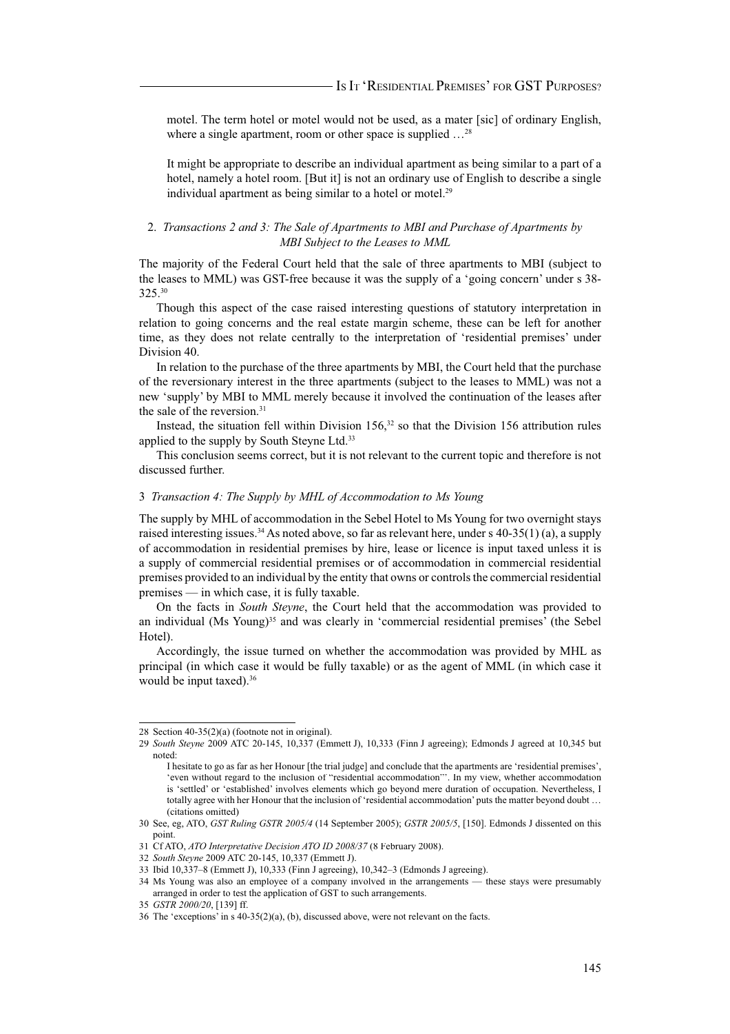motel. The term hotel or motel would not be used, as a mater [sic] of ordinary English, where a single apartment, room or other space is supplied …[28]

> It might be appropriate to describe an individual apartment as being similar to a part of a hotel, namely a hotel room. [But it] is not an ordinary use of English to describe a single individual apartment as being similar to a hotel or motel.[29]

### 2. *Transactions 2 and 3: The Sale of Apartments to MBI and Purchase of Apartments by MBI Subject to the Leases to MML*

The majority of the Federal Court held that the sale of three apartments to MBI (subject to the leases to MML) was GST-free because it was the supply of a 'going concern' under s 38-325.[30]

Though this aspect of the case raised interesting questions of statutory interpretation in relation to going concerns and the real estate margin scheme, these can be left for another time, as they does not relate centrally to the interpretation of 'residential premises' under Division 40.

In relation to the purchase of the three apartments by MBI, the Court held that the purchase of the reversionary interest in the three apartments (subject to the leases to MML) was not a new 'supply' by MBI to MML merely because it involved the continuation of the leases after the sale of the reversion.[31]

Instead, the situation fell within Division 156,[32] so that the Division 156 attribution rules applied to the supply by South Steyne Ltd.[33]

This conclusion seems correct, but it is not relevant to the current topic and therefore is not discussed further.

### 3 *Transaction 4: The Supply by MHL of Accommodation to Ms Young*

The supply by MHL of accommodation in the Sebel Hotel to Ms Young for two overnight stays raised interesting issues.[34] As noted above, so far as relevant here, under s 40-35(1) (a), a supply of accommodation in residential premises by hire, lease or licence is input taxed unless it is a supply of commercial residential premises or of accommodation in commercial residential premises provided to an individual by the entity that owns or controls the commercial residential premises — in which case, it is fully taxable.

On the facts in *South Steyne*, the Court held that the accommodation was provided to an individual (Ms Young)[35] and was clearly in 'commercial residential premises' (the Sebel Hotel).

Accordingly, the issue turned on whether the accommodation was provided by MHL as principal (in which case it would be fully taxable) or as the agent of MML (in which case it would be input taxed).[36]

---

28 Section 40-35(2)(a) (footnote not in original).

29 *South Steyne* 2009 ATC 20-145, 10,337 (Emmett J), 10,333 (Finn J agreeing); Edmonds J agreed at 10,345 but noted:

> I hesitate to go as far as her Honour [the trial judge] and conclude that the apartments are 'residential premises', 'even without regard to the inclusion of "residential accommodation"'. In my view, whether accommodation is 'settled' or 'established' involves elements which go beyond mere duration of occupation. Nevertheless, I totally agree with her Honour that the inclusion of 'residential accommodation' puts the matter beyond doubt … (citations omitted)

30 See, eg, ATO, *GST Ruling GSTR 2005/4* (14 September 2005); *GSTR 2005/5*, [150]. Edmonds J dissented on this point.

31 Cf ATO, *ATO Interpretative Decision ATO ID 2008/37* (8 February 2008).

32 *South Steyne* 2009 ATC 20-145, 10,337 (Emmett J).

33 Ibid 10,337–8 (Emmett J), 10,333 (Finn J agreeing), 10,342–3 (Edmonds J agreeing).

34 Ms Young was also an employee of a company involved in the arrangements — these stays were presumably arranged in order to test the application of GST to such arrangements.

35 *GSTR 2000/20*, [139] ff.

36 The 'exceptions' in s 40-35(2)(a), (b), discussed above, were not relevant on the facts.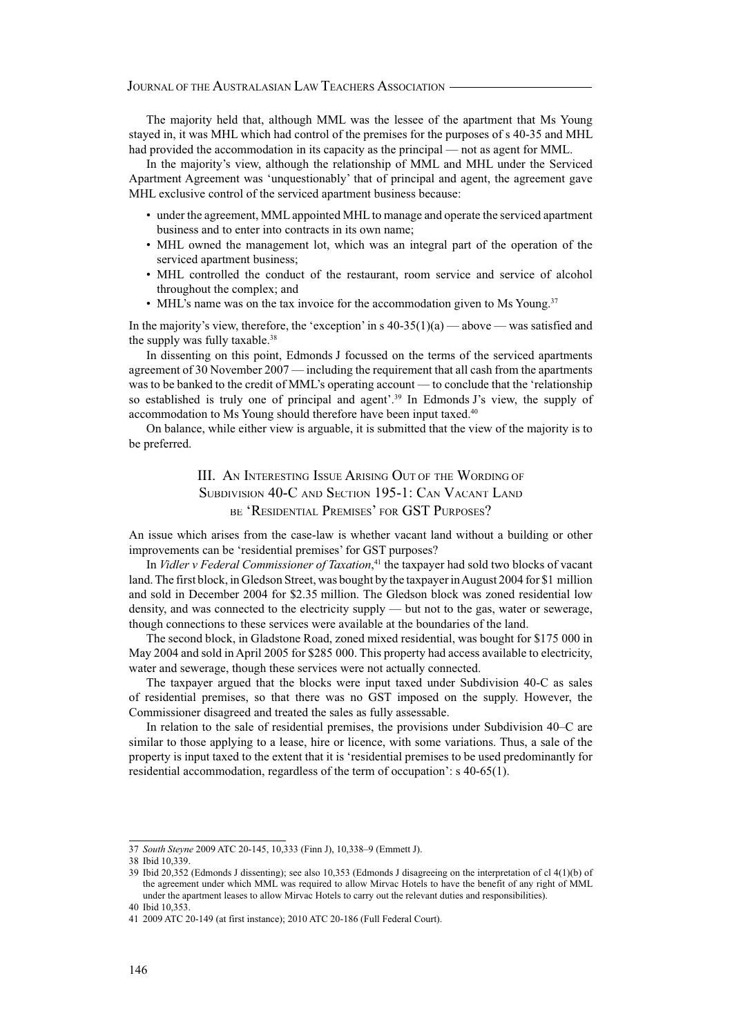The majority held that, although MML was the lessee of the apartment that Ms Young stayed in, it was MHL which had control of the premises for the purposes of s 40-35 and MHL had provided the accommodation in its capacity as the principal — not as agent for MML.

In the majority's view, although the relationship of MML and MHL under the Serviced Apartment Agreement was 'unquestionably' that of principal and agent, the agreement gave MHL exclusive control of the serviced apartment business because:

- under the agreement, MML appointed MHL to manage and operate the serviced apartment business and to enter into contracts in its own name;
- MHL owned the management lot, which was an integral part of the operation of the serviced apartment business;
- MHL controlled the conduct of the restaurant, room service and service of alcohol throughout the complex; and
- MHL's name was on the tax invoice for the accommodation given to Ms Young.[37]

In the majority's view, therefore, the 'exception' in s 40-35(1)(a) — above — was satisfied and the supply was fully taxable.[38]

In dissenting on this point, Edmonds J focussed on the terms of the serviced apartments agreement of 30 November 2007 — including the requirement that all cash from the apartments was to be banked to the credit of MML's operating account — to conclude that the 'relationship so established is truly one of principal and agent'.[39] In Edmonds J's view, the supply of accommodation to Ms Young should therefore have been input taxed.[40]

On balance, while either view is arguable, it is submitted that the view of the majority is to be preferred.

## III. An Interesting Issue Arising Out of the Wording of Subdivision 40-C and Section 195-1: Can Vacant Land be 'Residential Premises' for GST Purposes?

An issue which arises from the case-law is whether vacant land without a building or other improvements can be 'residential premises' for GST purposes?

In *Vidler v Federal Commissioner of Taxation*,[41] the taxpayer had sold two blocks of vacant land. The first block, in Gledson Street, was bought by the taxpayer in August 2004 for $1 million and sold in December 2004 for $2.35 million. The Gledson block was zoned residential low density, and was connected to the electricity supply — but not to the gas, water or sewerage, though connections to these services were available at the boundaries of the land.

The second block, in Gladstone Road, zoned mixed residential, was bought for $175 000 in May 2004 and sold in April 2005 for $285 000. This property had access available to electricity, water and sewerage, though these services were not actually connected.

The taxpayer argued that the blocks were input taxed under Subdivision 40-C as sales of residential premises, so that there was no GST imposed on the supply. However, the Commissioner disagreed and treated the sales as fully assessable.

In relation to the sale of residential premises, the provisions under Subdivision 40–C are similar to those applying to a lease, hire or licence, with some variations. Thus, a sale of the property is input taxed to the extent that it is 'residential premises to be used predominantly for residential accommodation, regardless of the term of occupation': s 40-65(1).

---

37 *South Steyne* 2009 ATC 20-145, 10,333 (Finn J), 10,338–9 (Emmett J).

38 Ibid 10,339.

39 Ibid 20,352 (Edmonds J dissenting); see also 10,353 (Edmonds J disagreeing on the interpretation of cl 4(1)(b) of the agreement under which MML was required to allow Mirvac Hotels to have the benefit of any right of MML under the apartment leases to allow Mirvac Hotels to carry out the relevant duties and responsibilities).

40 Ibid 10,353.

41 2009 ATC 20-149 (at first instance); 2010 ATC 20-186 (Full Federal Court).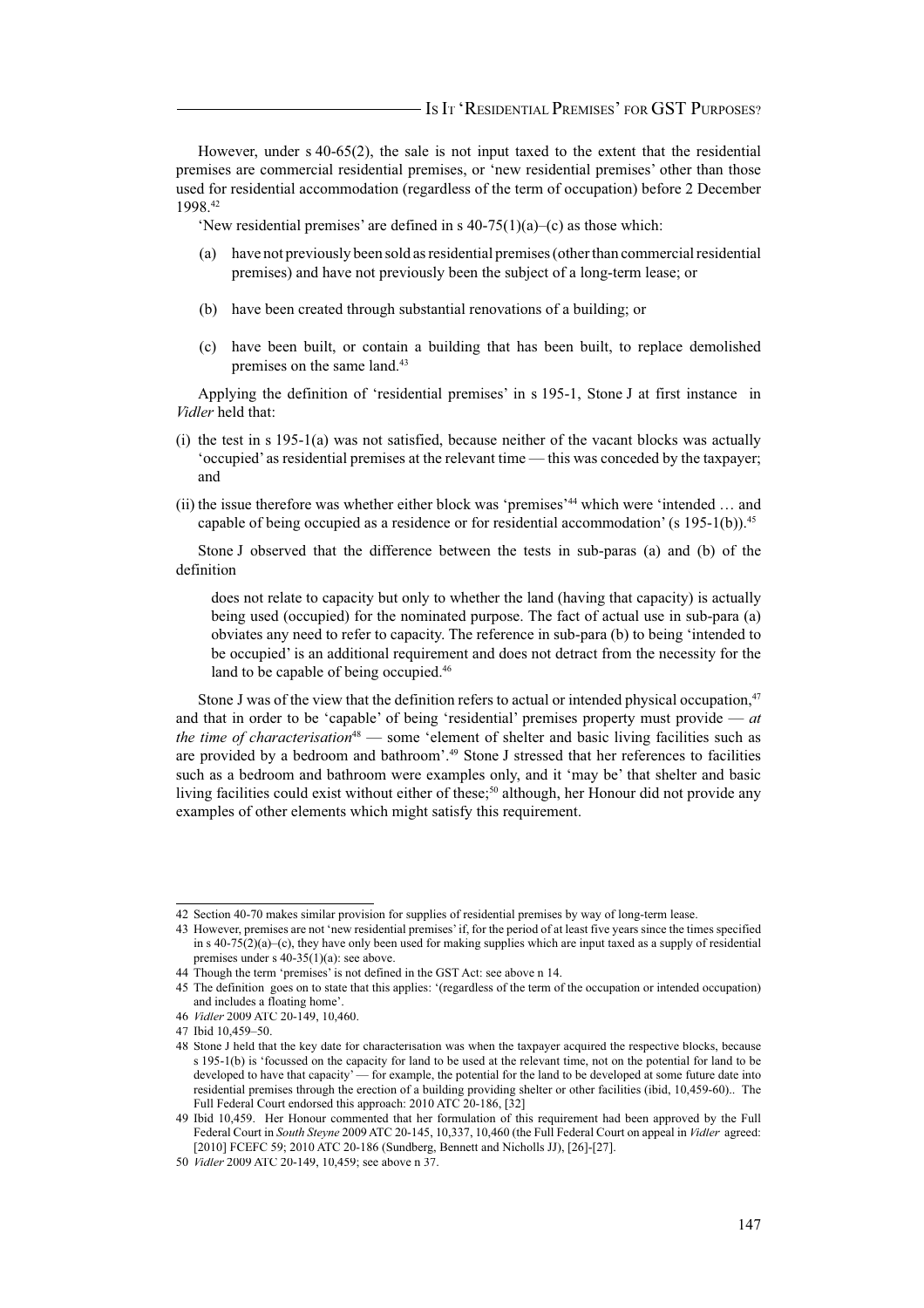However, under s 40-65(2), the sale is not input taxed to the extent that the residential premises are commercial residential premises, or 'new residential premises' other than those used for residential accommodation (regardless of the term of occupation) before 2 December 1998.[42]

'New residential premises' are defined in s 40-75(1)(a)–(c) as those which:

(a) have not previously been sold as residential premises (other than commercial residential premises) and have not previously been the subject of a long-term lease; or

(b) have been created through substantial renovations of a building; or

(c) have been built, or contain a building that has been built, to replace demolished premises on the same land.[43]

Applying the definition of 'residential premises' in s 195-1, Stone J at first instance in *Vidler* held that:

(i) the test in s 195-1(a) was not satisfied, because neither of the vacant blocks was actually 'occupied' as residential premises at the relevant time — this was conceded by the taxpayer; and

(ii) the issue therefore was whether either block was 'premises'[44] which were 'intended … and capable of being occupied as a residence or for residential accommodation' (s 195-1(b)).[45]

Stone J observed that the difference between the tests in sub-paras (a) and (b) of the definition

> does not relate to capacity but only to whether the land (having that capacity) is actually being used (occupied) for the nominated purpose. The fact of actual use in sub-para (a) obviates any need to refer to capacity. The reference in sub-para (b) to being 'intended to be occupied' is an additional requirement and does not detract from the necessity for the land to be capable of being occupied.[46]

Stone J was of the view that the definition refers to actual or intended physical occupation,[47] and that in order to be 'capable' of being 'residential' premises property must provide — *at the time of characterisation*[48] — some 'element of shelter and basic living facilities such as are provided by a bedroom and bathroom'.[49] Stone J stressed that her references to facilities such as a bedroom and bathroom were examples only, and it 'may be' that shelter and basic living facilities could exist without either of these;[50] although, her Honour did not provide any examples of other elements which might satisfy this requirement.

---

42 Section 40-70 makes similar provision for supplies of residential premises by way of long-term lease.

43 However, premises are not 'new residential premises' if, for the period of at least five years since the times specified in s 40-75(2)(a)–(c), they have only been used for making supplies which are input taxed as a supply of residential premises under s 40-35(1)(a): see above.

44 Though the term 'premises' is not defined in the GST Act: see above n 14.

45 The definition goes on to state that this applies: '(regardless of the term of the occupation or intended occupation) and includes a floating home'.

46 *Vidler* 2009 ATC 20-149, 10,460.

47 Ibid 10,459–50.

48 Stone J held that the key date for characterisation was when the taxpayer acquired the respective blocks, because s 195-1(b) is 'focussed on the capacity for land to be used at the relevant time, not on the potential for land to be developed to have that capacity' — for example, the potential for the land to be developed at some future date into residential premises through the erection of a building providing shelter or other facilities (ibid, 10,459-60).. The Full Federal Court endorsed this approach: 2010 ATC 20-186, [32]

49 Ibid 10,459. Her Honour commented that her formulation of this requirement had been approved by the Full Federal Court in *South Steyne* 2009 ATC 20-145, 10,337, 10,460 (the Full Federal Court on appeal in *Vidler* agreed: [2010] FCEFC 59; 2010 ATC 20-186 (Sundberg, Bennett and Nicholls JJ), [26]-[27].

50 *Vidler* 2009 ATC 20-149, 10,459; see above n 37.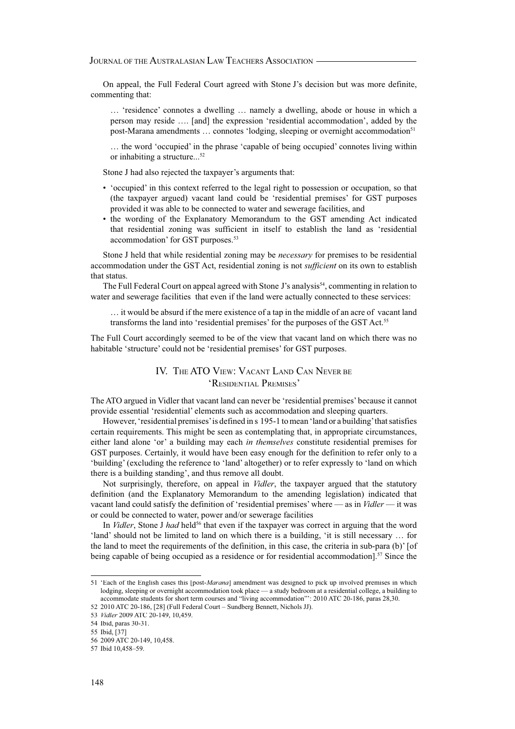On appeal, the Full Federal Court agreed with Stone J's decision but was more definite, commenting that:

> … 'residence' connotes a dwelling … namely a dwelling, abode or house in which a person may reside …. [and] the expression 'residential accommodation', added by the post-Marana amendments … connotes 'lodging, sleeping or overnight accommodation[51]
>
> … the word 'occupied' in the phrase 'capable of being occupied' connotes living within or inhabiting a structure...[52]

Stone J had also rejected the taxpayer's arguments that:

- 'occupied' in this context referred to the legal right to possession or occupation, so that (the taxpayer argued) vacant land could be 'residential premises' for GST purposes provided it was able to be connected to water and sewerage facilities, and
- the wording of the Explanatory Memorandum to the GST amending Act indicated that residential zoning was sufficient in itself to establish the land as 'residential accommodation' for GST purposes.[53]

Stone J held that while residential zoning may be *necessary* for premises to be residential accommodation under the GST Act, residential zoning is not *sufficient* on its own to establish that status.

The Full Federal Court on appeal agreed with Stone J's analysis[54], commenting in relation to water and sewerage facilities that even if the land were actually connected to these services:

> … it would be absurd if the mere existence of a tap in the middle of an acre of vacant land transforms the land into 'residential premises' for the purposes of the GST Act.[55]

The Full Court accordingly seemed to be of the view that vacant land on which there was no habitable 'structure' could not be 'residential premises' for GST purposes.

## IV. The ATO View: Vacant Land Can Never be 'Residential Premises'

The ATO argued in Vidler that vacant land can never be 'residential premises' because it cannot provide essential 'residential' elements such as accommodation and sleeping quarters.

However, 'residential premises' is defined in s 195-1 to mean 'land or a building' that satisfies certain requirements. This might be seen as contemplating that, in appropriate circumstances, either land alone 'or' a building may each *in themselves* constitute residential premises for GST purposes. Certainly, it would have been easy enough for the definition to refer only to a 'building' (excluding the reference to 'land' altogether) or to refer expressly to 'land on which there is a building standing', and thus remove all doubt.

Not surprisingly, therefore, on appeal in *Vidler*, the taxpayer argued that the statutory definition (and the Explanatory Memorandum to the amending legislation) indicated that vacant land could satisfy the definition of 'residential premises' where — as in *Vidler* — it was or could be connected to water, power and/or sewerage facilities

In *Vidler*, Stone J *had* held[56] that even if the taxpayer was correct in arguing that the word 'land' should not be limited to land on which there is a building, 'it is still necessary … for the land to meet the requirements of the definition, in this case, the criteria in sub-para (b)' [of being capable of being occupied as a residence or for residential accommodation].[57] Since the

---

51 'Each of the English cases this [post-*Marana*] amendment was designed to pick up involved premises in which lodging, sleeping or overnight accommodation took place — a study bedroom at a residential college, a building to accommodate students for short term courses and "living accommodation"': 2010 ATC 20-186, paras 28,30.

52 2010 ATC 20-186, [28] (Full Federal Court – Sundberg Bennett, Nichols JJ).

53 *Vidler* 2009 ATC 20-149, 10,459.

54 Ibid, paras 30-31.

55 Ibid, [37]

56 2009 ATC 20-149, 10,458.

57 Ibid 10,458–59.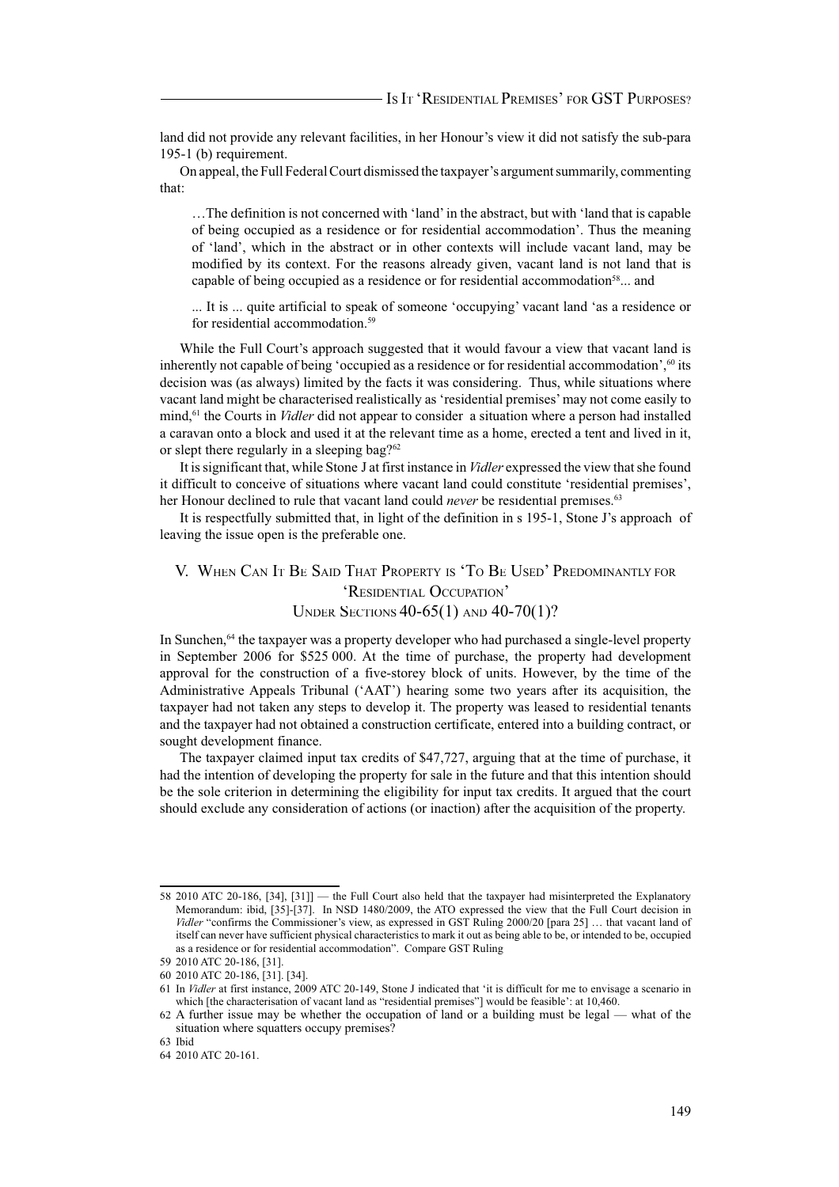land did not provide any relevant facilities, in her Honour's view it did not satisfy the sub-para 195-1 (b) requirement.

On appeal, the Full Federal Court dismissed the taxpayer's argument summarily, commenting that:

> …The definition is not concerned with 'land' in the abstract, but with 'land that is capable of being occupied as a residence or for residential accommodation'. Thus the meaning of 'land', which in the abstract or in other contexts will include vacant land, may be modified by its context. For the reasons already given, vacant land is not land that is capable of being occupied as a residence or for residential accommodation[58]... and

> ... It is ... quite artificial to speak of someone 'occupying' vacant land 'as a residence or for residential accommodation.[59]

While the Full Court's approach suggested that it would favour a view that vacant land is inherently not capable of being 'occupied as a residence or for residential accommodation',[60] its decision was (as always) limited by the facts it was considering. Thus, while situations where vacant land might be characterised realistically as 'residential premises' may not come easily to mind,[61] the Courts in *Vidler* did not appear to consider a situation where a person had installed a caravan onto a block and used it at the relevant time as a home, erected a tent and lived in it, or slept there regularly in a sleeping bag?[62]

It is significant that, while Stone J at first instance in *Vidler* expressed the view that she found it difficult to conceive of situations where vacant land could constitute 'residential premises', her Honour declined to rule that vacant land could *never* be residential premises.[63]

It is respectfully submitted that, in light of the definition in s 195-1, Stone J's approach of leaving the issue open is the preferable one.

## V. When Can It Be Said That Property is 'To Be Used' Predominantly for 'Residential Occupation' Under Sections 40-65(1) and 40-70(1)?

In Sunchen,[64] the taxpayer was a property developer who had purchased a single-level property in September 2006 for \$525 000. At the time of purchase, the property had development approval for the construction of a five-storey block of units. However, by the time of the Administrative Appeals Tribunal ('AAT') hearing some two years after its acquisition, the taxpayer had not taken any steps to develop it. The property was leased to residential tenants and the taxpayer had not obtained a construction certificate, entered into a building contract, or sought development finance.

The taxpayer claimed input tax credits of \$47,727, arguing that at the time of purchase, it had the intention of developing the property for sale in the future and that this intention should be the sole criterion in determining the eligibility for input tax credits. It argued that the court should exclude any consideration of actions (or inaction) after the acquisition of the property.

---

58 2010 ATC 20-186, [34], [31]] — the Full Court also held that the taxpayer had misinterpreted the Explanatory Memorandum: ibid, [35]-[37]. In NSD 1480/2009, the ATO expressed the view that the Full Court decision in *Vidler* "confirms the Commissioner's view, as expressed in GST Ruling 2000/20 [para 25] … that vacant land of itself can never have sufficient physical characteristics to mark it out as being able to be, or intended to be, occupied as a residence or for residential accommodation". Compare GST Ruling

59 2010 ATC 20-186, [31].

60 2010 ATC 20-186, [31]. [34].

61 In *Vidler* at first instance, 2009 ATC 20-149, Stone J indicated that 'it is difficult for me to envisage a scenario in which [the characterisation of vacant land as "residential premises"] would be feasible': at 10,460.

62 A further issue may be whether the occupation of land or a building must be legal — what of the situation where squatters occupy premises?

63 Ibid

64 2010 ATC 20-161.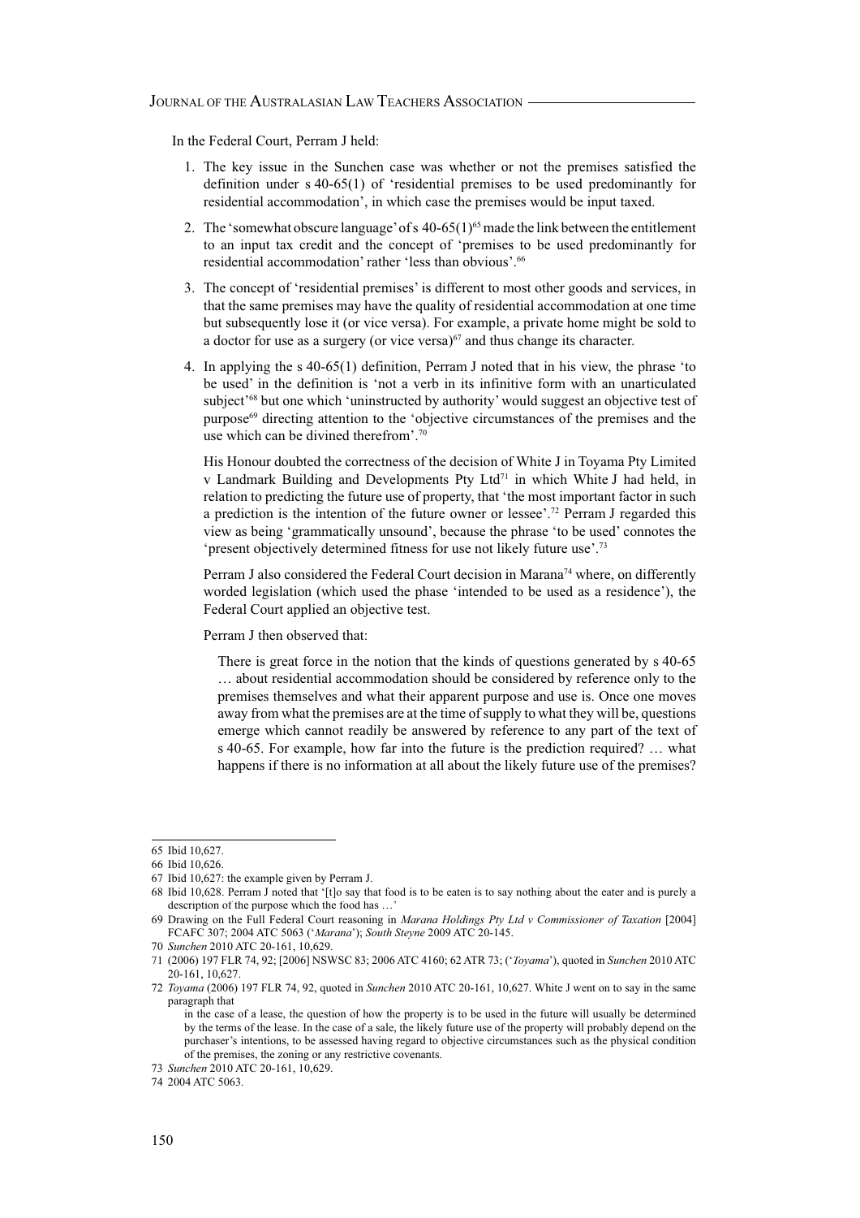In the Federal Court, Perram J held:

1. The key issue in the Sunchen case was whether or not the premises satisfied the definition under s 40-65(1) of 'residential premises to be used predominantly for residential accommodation', in which case the premises would be input taxed.
2. The 'somewhat obscure language' of s 40-65(1)[65] made the link between the entitlement to an input tax credit and the concept of 'premises to be used predominantly for residential accommodation' rather 'less than obvious'.[66]
3. The concept of 'residential premises' is different to most other goods and services, in that the same premises may have the quality of residential accommodation at one time but subsequently lose it (or vice versa). For example, a private home might be sold to a doctor for use as a surgery (or vice versa)[67] and thus change its character.
4. In applying the s 40-65(1) definition, Perram J noted that in his view, the phrase 'to be used' in the definition is 'not a verb in its infinitive form with an unarticulated subject'[68] but one which 'uninstructed by authority' would suggest an objective test of purpose[69] directing attention to the 'objective circumstances of the premises and the use which can be divined therefrom'.[70]

   His Honour doubted the correctness of the decision of White J in Toyama Pty Limited v Landmark Building and Developments Pty Ltd[71] in which White J had held, in relation to predicting the future use of property, that 'the most important factor in such a prediction is the intention of the future owner or lessee'.[72] Perram J regarded this view as being 'grammatically unsound', because the phrase 'to be used' connotes the 'present objectively determined fitness for use not likely future use'.[73]

   Perram J also considered the Federal Court decision in Marana[74] where, on differently worded legislation (which used the phase 'intended to be used as a residence'), the Federal Court applied an objective test.

   Perram J then observed that:

   > There is great force in the notion that the kinds of questions generated by s 40-65 … about residential accommodation should be considered by reference only to the premises themselves and what their apparent purpose and use is. Once one moves away from what the premises are at the time of supply to what they will be, questions emerge which cannot readily be answered by reference to any part of the text of s 40-65. For example, how far into the future is the prediction required? … what happens if there is no information at all about the likely future use of the premises?

---

65 Ibid 10,627.

66 Ibid 10,626.

67 Ibid 10,627: the example given by Perram J.

68 Ibid 10,628. Perram J noted that '[t]o say that food is to be eaten is to say nothing about the eater and is purely a description of the purpose which the food has …'

69 Drawing on the Full Federal Court reasoning in *Marana Holdings Pty Ltd v Commissioner of Taxation* [2004] FCAFC 307; 2004 ATC 5063 ('*Marana*'); *South Steyne* 2009 ATC 20-145.

70 *Sunchen* 2010 ATC 20-161, 10,629.

71 (2006) 197 FLR 74, 92; [2006] NSWSC 83; 2006 ATC 4160; 62 ATR 73; ('*Toyama*'), quoted in *Sunchen* 2010 ATC 20-161, 10,627.

72 *Toyama* (2006) 197 FLR 74, 92, quoted in *Sunchen* 2010 ATC 20-161, 10,627. White J went on to say in the same paragraph that

> in the case of a lease, the question of how the property is to be used in the future will usually be determined by the terms of the lease. In the case of a sale, the likely future use of the property will probably depend on the purchaser's intentions, to be assessed having regard to objective circumstances such as the physical condition of the premises, the zoning or any restrictive covenants.

73 *Sunchen* 2010 ATC 20-161, 10,629.

74 2004 ATC 5063.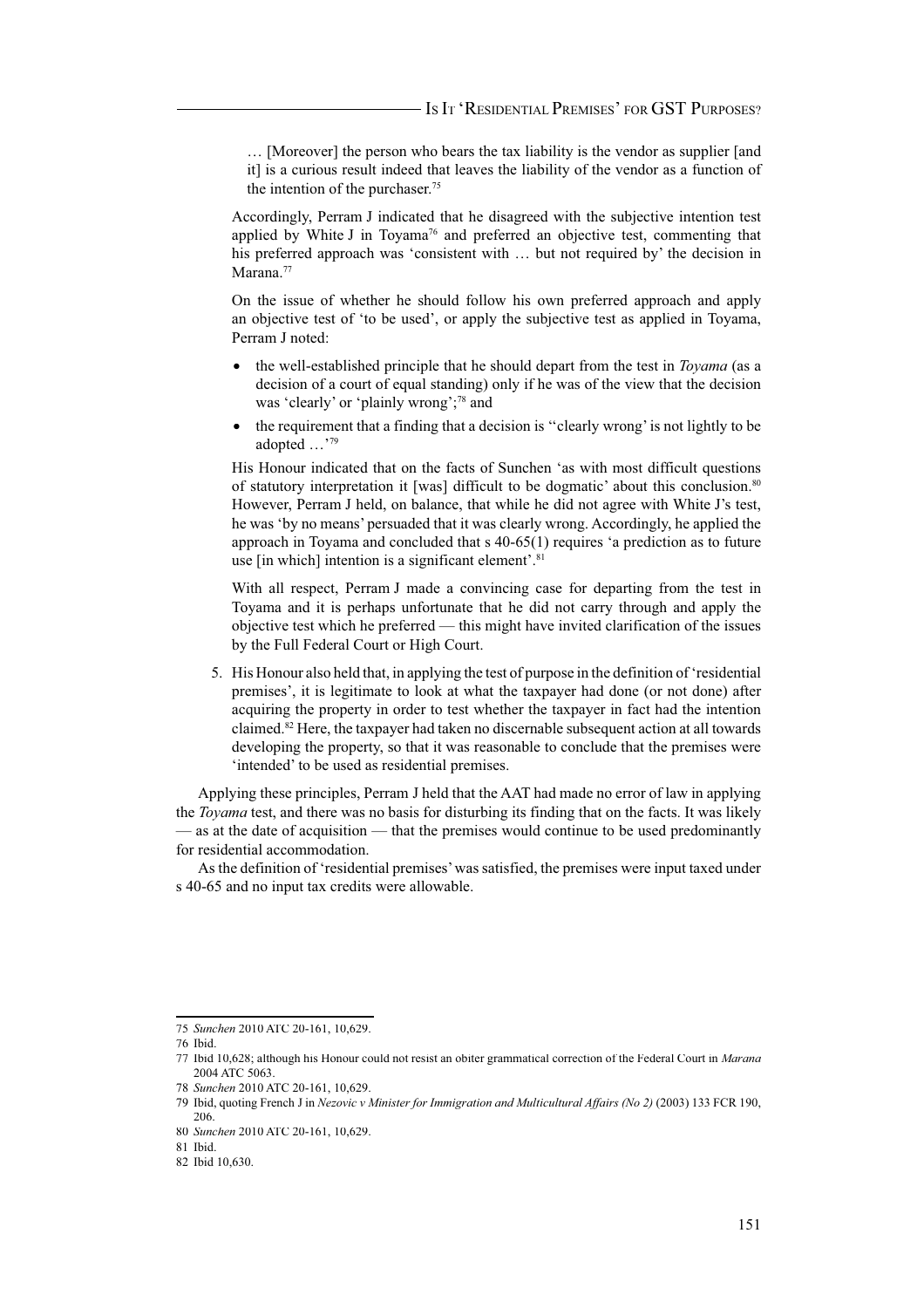… [Moreover] the person who bears the tax liability is the vendor as supplier [and it] is a curious result indeed that leaves the liability of the vendor as a function of the intention of the purchaser.[75]

Accordingly, Perram J indicated that he disagreed with the subjective intention test applied by White J in Toyama[76] and preferred an objective test, commenting that his preferred approach was 'consistent with … but not required by' the decision in Marana.[77]

On the issue of whether he should follow his own preferred approach and apply an objective test of 'to be used', or apply the subjective test as applied in Toyama, Perram J noted:

- the well-established principle that he should depart from the test in *Toyama* (as a decision of a court of equal standing) only if he was of the view that the decision was 'clearly' or 'plainly wrong';[78] and
- the requirement that a finding that a decision is ''clearly wrong' is not lightly to be adopted …'[79]

His Honour indicated that on the facts of Sunchen 'as with most difficult questions of statutory interpretation it [was] difficult to be dogmatic' about this conclusion.[80] However, Perram J held, on balance, that while he did not agree with White J's test, he was 'by no means' persuaded that it was clearly wrong. Accordingly, he applied the approach in Toyama and concluded that s 40-65(1) requires 'a prediction as to future use [in which] intention is a significant element'.[81]

With all respect, Perram J made a convincing case for departing from the test in Toyama and it is perhaps unfortunate that he did not carry through and apply the objective test which he preferred — this might have invited clarification of the issues by the Full Federal Court or High Court.

5. His Honour also held that, in applying the test of purpose in the definition of 'residential premises', it is legitimate to look at what the taxpayer had done (or not done) after acquiring the property in order to test whether the taxpayer in fact had the intention claimed.[82] Here, the taxpayer had taken no discernable subsequent action at all towards developing the property, so that it was reasonable to conclude that the premises were 'intended' to be used as residential premises.

Applying these principles, Perram J held that the AAT had made no error of law in applying the *Toyama* test, and there was no basis for disturbing its finding that on the facts. It was likely — as at the date of acquisition — that the premises would continue to be used predominantly for residential accommodation.

As the definition of 'residential premises' was satisfied, the premises were input taxed under s 40-65 and no input tax credits were allowable.

---

75 *Sunchen* 2010 ATC 20-161, 10,629.

76 Ibid.

77 Ibid 10,628; although his Honour could not resist an obiter grammatical correction of the Federal Court in *Marana* 2004 ATC 5063.

78 *Sunchen* 2010 ATC 20-161, 10,629.

79 Ibid, quoting French J in *Nezovic v Minister for Immigration and Multicultural Affairs (No 2)* (2003) 133 FCR 190, 206.

80 *Sunchen* 2010 ATC 20-161, 10,629.

81 Ibid.

82 Ibid 10,630.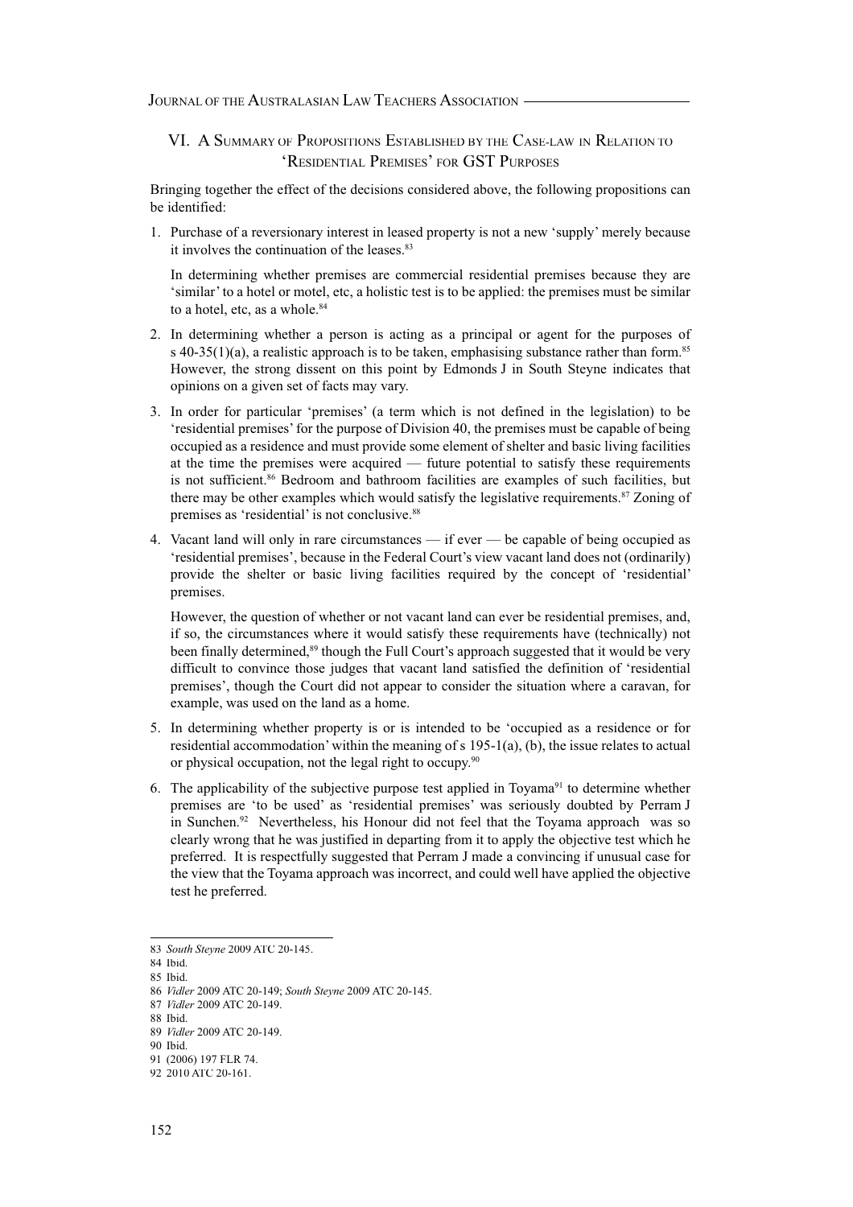## VI. A Summary of Propositions Established by the Case-law in Relation to 'Residential Premises' for GST Purposes

Bringing together the effect of the decisions considered above, the following propositions can be identified:

1. Purchase of a reversionary interest in leased property is not a new 'supply' merely because it involves the continuation of the leases.[83]

   In determining whether premises are commercial residential premises because they are 'similar' to a hotel or motel, etc, a holistic test is to be applied: the premises must be similar to a hotel, etc, as a whole.[84]

2. In determining whether a person is acting as a principal or agent for the purposes of s 40-35(1)(a), a realistic approach is to be taken, emphasising substance rather than form.[85] However, the strong dissent on this point by Edmonds J in South Steyne indicates that opinions on a given set of facts may vary.

3. In order for particular 'premises' (a term which is not defined in the legislation) to be 'residential premises' for the purpose of Division 40, the premises must be capable of being occupied as a residence and must provide some element of shelter and basic living facilities at the time the premises were acquired — future potential to satisfy these requirements is not sufficient.[86] Bedroom and bathroom facilities are examples of such facilities, but there may be other examples which would satisfy the legislative requirements.[87] Zoning of premises as 'residential' is not conclusive.[88]

4. Vacant land will only in rare circumstances — if ever — be capable of being occupied as 'residential premises', because in the Federal Court's view vacant land does not (ordinarily) provide the shelter or basic living facilities required by the concept of 'residential' premises.

   However, the question of whether or not vacant land can ever be residential premises, and, if so, the circumstances where it would satisfy these requirements have (technically) not been finally determined,[89] though the Full Court's approach suggested that it would be very difficult to convince those judges that vacant land satisfied the definition of 'residential premises', though the Court did not appear to consider the situation where a caravan, for example, was used on the land as a home.

5. In determining whether property is or is intended to be 'occupied as a residence or for residential accommodation' within the meaning of s 195-1(a), (b), the issue relates to actual or physical occupation, not the legal right to occupy.[90]

6. The applicability of the subjective purpose test applied in Toyama[91] to determine whether premises are 'to be used' as 'residential premises' was seriously doubted by Perram J in Sunchen.[92] Nevertheless, his Honour did not feel that the Toyama approach was so clearly wrong that he was justified in departing from it to apply the objective test which he preferred. It is respectfully suggested that Perram J made a convincing if unusual case for the view that the Toyama approach was incorrect, and could well have applied the objective test he preferred.

---

83 *South Steyne* 2009 ATC 20-145.

84 Ibid.

85 Ibid.

86 *Vidler* 2009 ATC 20-149; *South Steyne* 2009 ATC 20-145.

87 *Vidler* 2009 ATC 20-149.

88 Ibid.

89 *Vidler* 2009 ATC 20-149.

90 Ibid.

91 (2006) 197 FLR 74.

92 2010 ATC 20-161.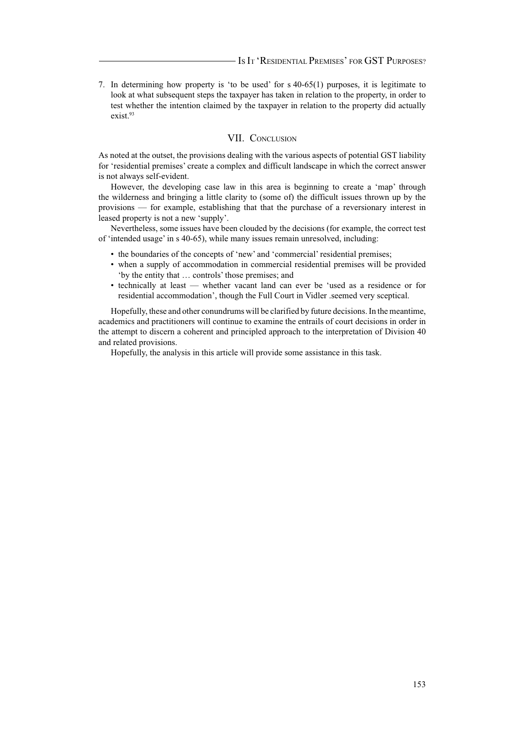7. In determining how property is 'to be used' for s 40-65(1) purposes, it is legitimate to look at what subsequent steps the taxpayer has taken in relation to the property, in order to test whether the intention claimed by the taxpayer in relation to the property did actually exist.[93]

## VII. Conclusion

As noted at the outset, the provisions dealing with the various aspects of potential GST liability for 'residential premises' create a complex and difficult landscape in which the correct answer is not always self-evident.

However, the developing case law in this area is beginning to create a 'map' through the wilderness and bringing a little clarity to (some of) the difficult issues thrown up by the provisions — for example, establishing that that the purchase of a reversionary interest in leased property is not a new 'supply'.

Nevertheless, some issues have been clouded by the decisions (for example, the correct test of 'intended usage' in s 40-65), while many issues remain unresolved, including:

- the boundaries of the concepts of 'new' and 'commercial' residential premises;
- when a supply of accommodation in commercial residential premises will be provided 'by the entity that … controls' those premises; and
- technically at least — whether vacant land can ever be 'used as a residence or for residential accommodation', though the Full Court in Vidler .seemed very sceptical.

Hopefully, these and other conundrums will be clarified by future decisions. In the meantime, academics and practitioners will continue to examine the entrails of court decisions in order in the attempt to discern a coherent and principled approach to the interpretation of Division 40 and related provisions.

Hopefully, the analysis in this article will provide some assistance in this task.